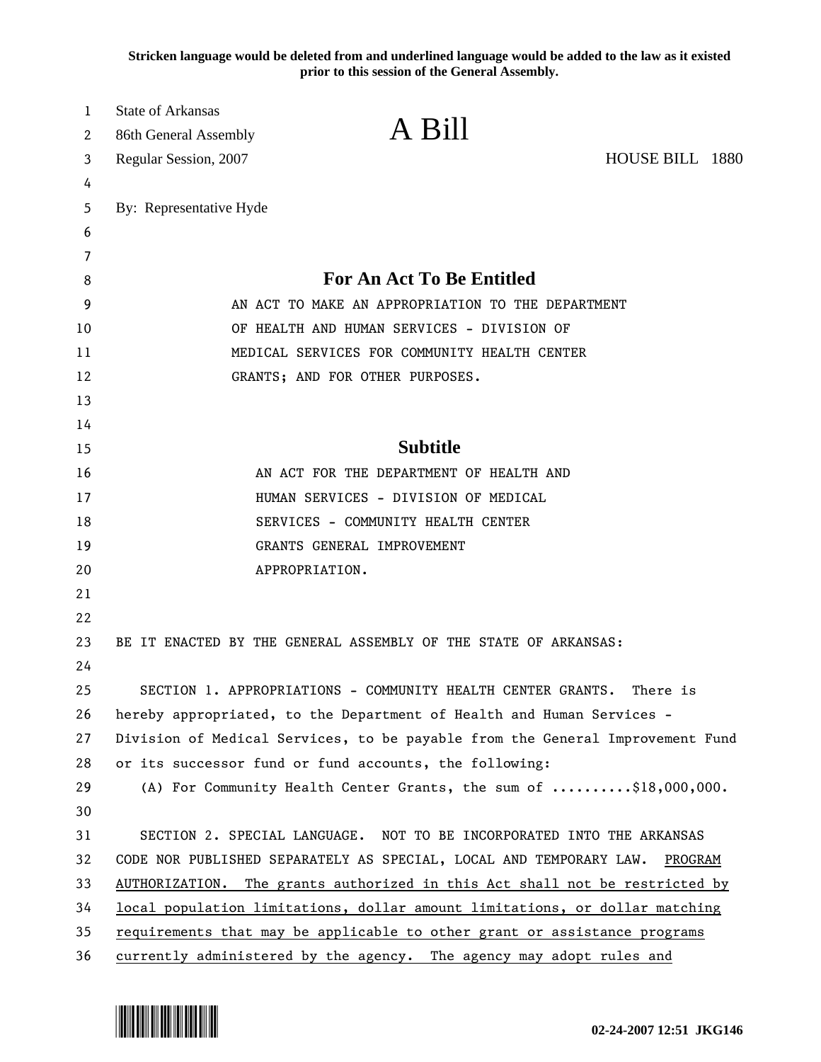Stricken language would be deleted from and underlined language would be added to the law as it existed prior to this session of the General Assembly.

State of Arkansas
86th General Assembly
Regular Session, 2007

# A Bill

HOUSE BILL 1880

By: Representative Hyde

## For An Act To Be Entitled

AN ACT TO MAKE AN APPROPRIATION TO THE DEPARTMENT OF HEALTH AND HUMAN SERVICES - DIVISION OF MEDICAL SERVICES FOR COMMUNITY HEALTH CENTER GRANTS; AND FOR OTHER PURPOSES.

## Subtitle

AN ACT FOR THE DEPARTMENT OF HEALTH AND HUMAN SERVICES - DIVISION OF MEDICAL SERVICES - COMMUNITY HEALTH CENTER GRANTS GENERAL IMPROVEMENT APPROPRIATION.

BE IT ENACTED BY THE GENERAL ASSEMBLY OF THE STATE OF ARKANSAS:

SECTION 1. APPROPRIATIONS - COMMUNITY HEALTH CENTER GRANTS. There is hereby appropriated, to the Department of Health and Human Services - Division of Medical Services, to be payable from the General Improvement Fund or its successor fund or fund accounts, the following:

(A) For Community Health Center Grants, the sum of ..........$18,000,000.

SECTION 2. SPECIAL LANGUAGE. NOT TO BE INCORPORATED INTO THE ARKANSAS CODE NOR PUBLISHED SEPARATELY AS SPECIAL, LOCAL AND TEMPORARY LAW. <u>PROGRAM AUTHORIZATION. The grants authorized in this Act shall not be restricted by local population limitations, dollar amount limitations, or dollar matching requirements that may be applicable to other grant or assistance programs currently administered by the agency. The agency may adopt rules and</u>

02-24-2007 12:51 JKG146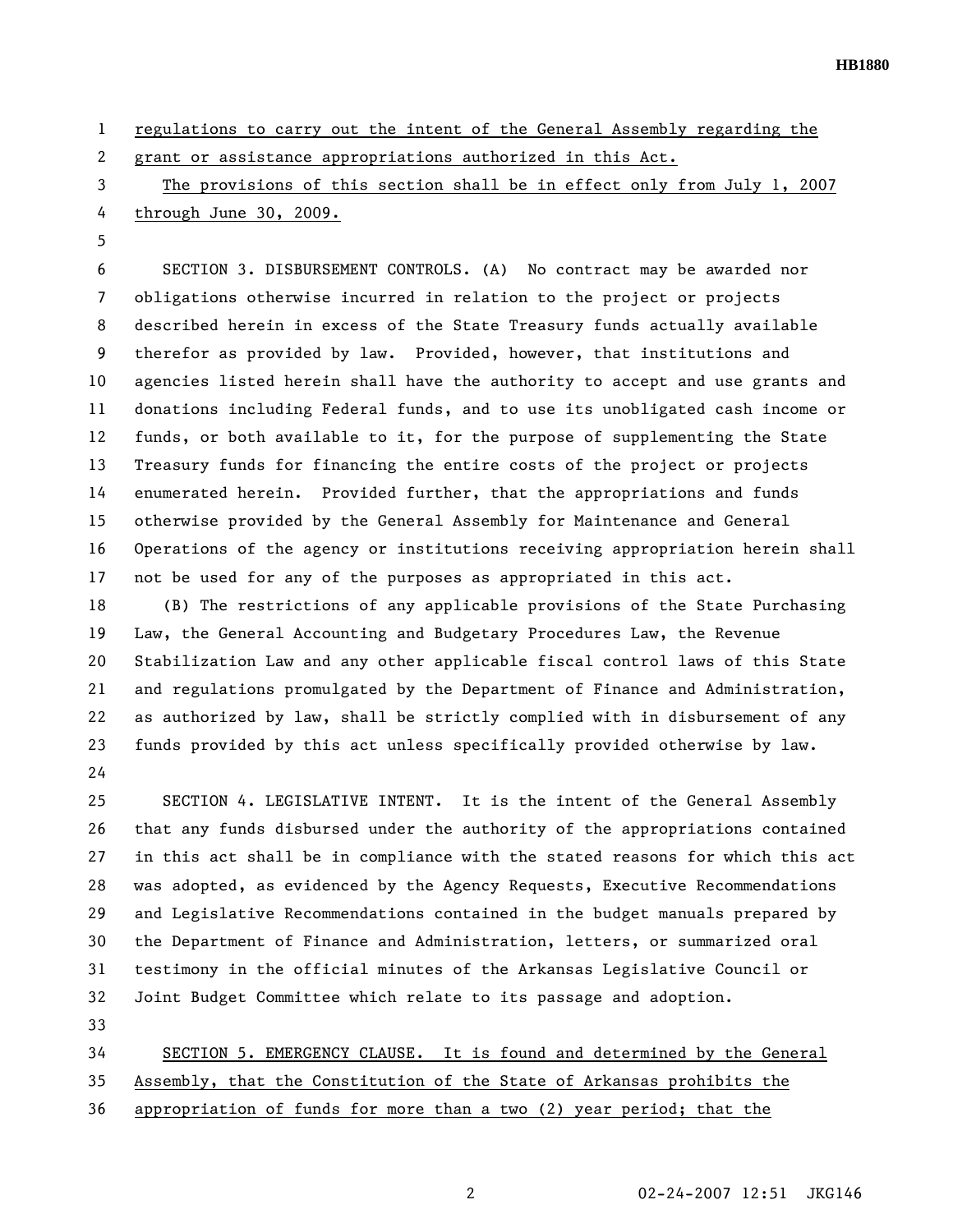regulations to carry out the intent of the General Assembly regarding the grant or assistance appropriations authorized in this Act.

The provisions of this section shall be in effect only from July 1, 2007 through June 30, 2009.

SECTION 3. DISBURSEMENT CONTROLS. (A) No contract may be awarded nor obligations otherwise incurred in relation to the project or projects described herein in excess of the State Treasury funds actually available therefor as provided by law. Provided, however, that institutions and agencies listed herein shall have the authority to accept and use grants and donations including Federal funds, and to use its unobligated cash income or funds, or both available to it, for the purpose of supplementing the State Treasury funds for financing the entire costs of the project or projects enumerated herein. Provided further, that the appropriations and funds otherwise provided by the General Assembly for Maintenance and General Operations of the agency or institutions receiving appropriation herein shall not be used for any of the purposes as appropriated in this act.

(B) The restrictions of any applicable provisions of the State Purchasing Law, the General Accounting and Budgetary Procedures Law, the Revenue Stabilization Law and any other applicable fiscal control laws of this State and regulations promulgated by the Department of Finance and Administration, as authorized by law, shall be strictly complied with in disbursement of any funds provided by this act unless specifically provided otherwise by law.

SECTION 4. LEGISLATIVE INTENT. It is the intent of the General Assembly that any funds disbursed under the authority of the appropriations contained in this act shall be in compliance with the stated reasons for which this act was adopted, as evidenced by the Agency Requests, Executive Recommendations and Legislative Recommendations contained in the budget manuals prepared by the Department of Finance and Administration, letters, or summarized oral testimony in the official minutes of the Arkansas Legislative Council or Joint Budget Committee which relate to its passage and adoption.

SECTION 5. EMERGENCY CLAUSE. It is found and determined by the General Assembly, that the Constitution of the State of Arkansas prohibits the appropriation of funds for more than a two (2) year period; that the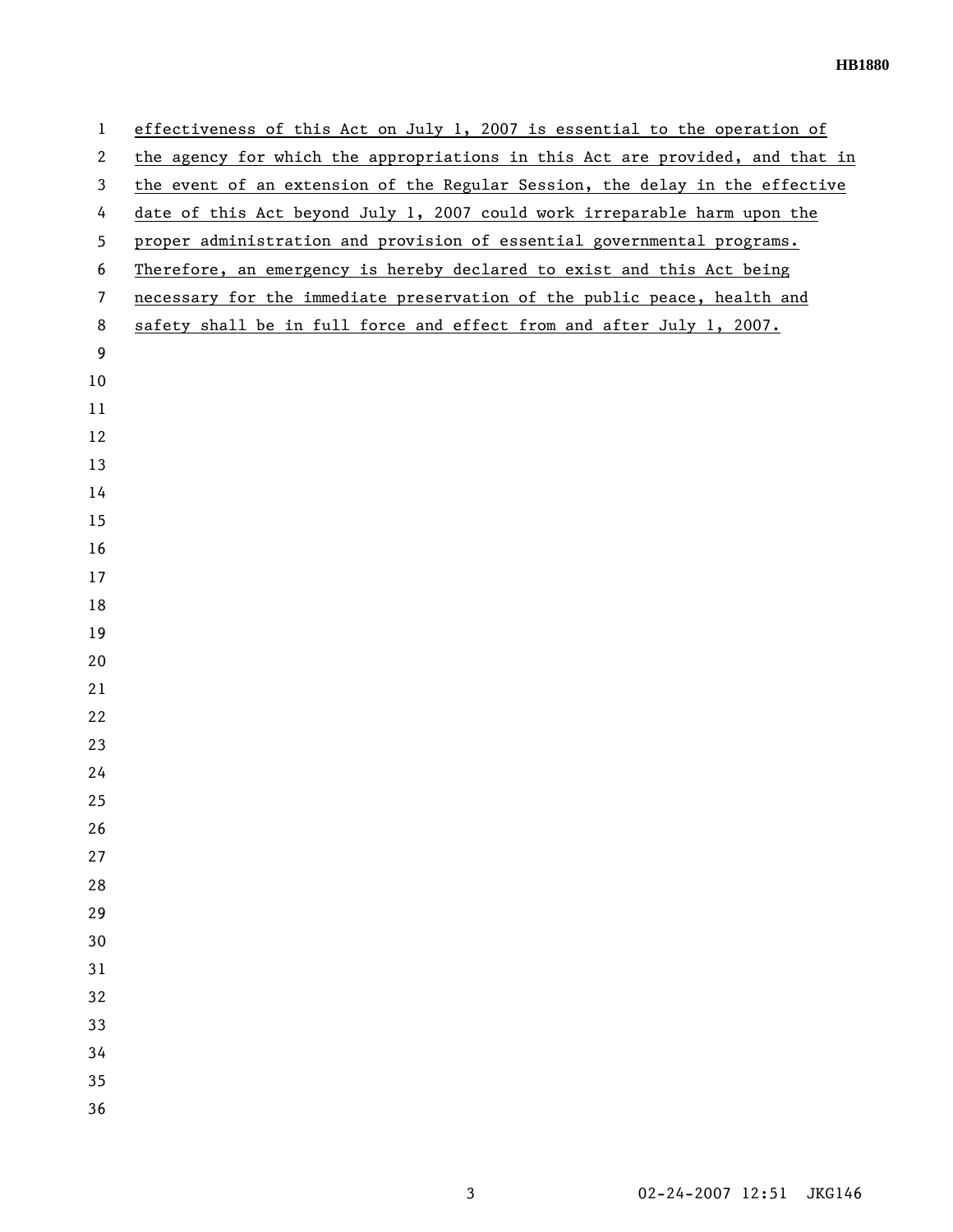effectiveness of this Act on July 1, 2007 is essential to the operation of the agency for which the appropriations in this Act are provided, and that in the event of an extension of the Regular Session, the delay in the effective date of this Act beyond July 1, 2007 could work irreparable harm upon the proper administration and provision of essential governmental programs. Therefore, an emergency is hereby declared to exist and this Act being necessary for the immediate preservation of the public peace, health and safety shall be in full force and effect from and after July 1, 2007.

02-24-2007 12:51 JKG146